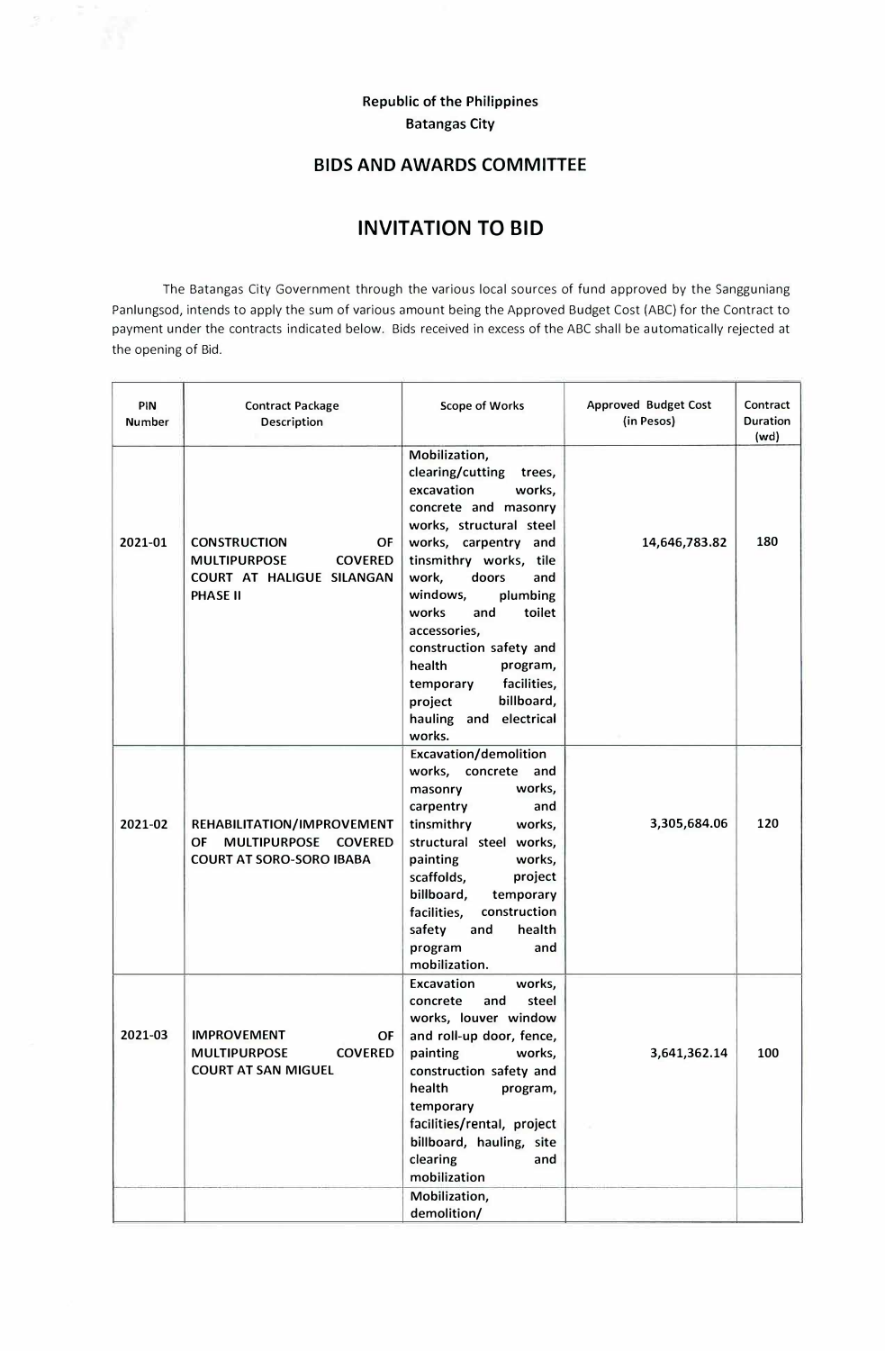Republic of the Philippines
Batangas City

## BIDS AND AWARDS COMMITTEE

# INVITATION TO BID

The Batangas City Government through the various local sources of fund approved by the Sangguniang Panlungsod, intends to apply the sum of various amount being the Approved Budget Cost (ABC) for the Contract to payment under the contracts indicated below. Bids received in excess of the ABC shall be automatically rejected at the opening of Bid.

| PIN Number | Contract Package Description | Scope of Works | Approved Budget Cost (in Pesos) | Contract Duration (wd) |
|---|---|---|---|---|
| 2021-01 | **CONSTRUCTION OF MULTIPURPOSE COVERED COURT AT HALIGUE SILANGAN PHASE II** | Mobilization, clearing/cutting trees, excavation works, concrete and masonry works, structural steel works, carpentry and tinsmithry works, tile work, doors and windows, plumbing works and toilet accessories, construction safety and health program, temporary facilities, project billboard, hauling and electrical works. | 14,646,783.82 | 180 |
| 2021-02 | **REHABILITATION/IMPROVEMENT OF MULTIPURPOSE COVERED COURT AT SORO-SORO IBABA** | Excavation/demolition works, concrete and masonry works, carpentry and tinsmithry works, structural steel works, painting works, scaffolds, project billboard, temporary facilities, construction safety and health program and mobilization. | 3,305,684.06 | 120 |
| 2021-03 | **IMPROVEMENT OF MULTIPURPOSE COVERED COURT AT SAN MIGUEL** | Excavation works, concrete and steel works, louver window and roll-up door, fence, painting works, construction safety and health program, temporary facilities/rental, project billboard, hauling, site clearing and mobilization | 3,641,362.14 | 100 |
| | | Mobilization, demolition/ | | |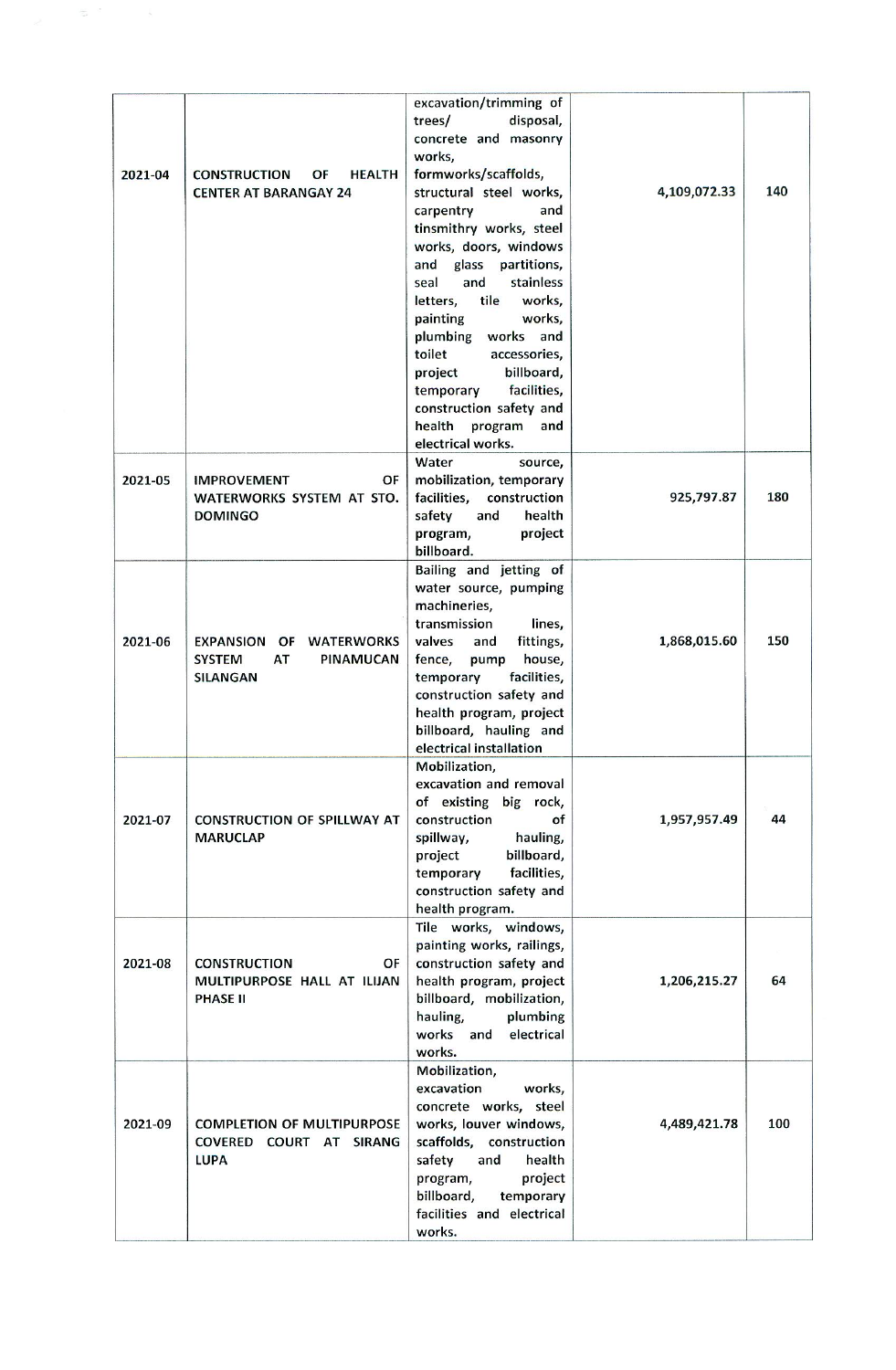| | | | | |
|---|---|---|---|---|
| 2021-04 | CONSTRUCTION OF HEALTH CENTER AT BARANGAY 24 | excavation/trimming of trees/ disposal, concrete and masonry works, formworks/scaffolds, structural steel works, carpentry and tinsmithry works, steel works, doors, windows and glass partitions, seal and stainless letters, tile works, painting works, plumbing works and toilet accessories, project billboard, temporary facilities, construction safety and health program and electrical works. | 4,109,072.33 | 140 |
| 2021-05 | IMPROVEMENT OF WATERWORKS SYSTEM AT STO. DOMINGO | Water source, mobilization, temporary facilities, construction safety and health program, project billboard. | 925,797.87 | 180 |
| 2021-06 | EXPANSION OF WATERWORKS SYSTEM AT PINAMUCAN SILANGAN | Bailing and jetting of water source, pumping machineries, transmission lines, valves and fittings, fence, pump house, temporary facilities, construction safety and health program, project billboard, hauling and electrical installation | 1,868,015.60 | 150 |
| 2021-07 | CONSTRUCTION OF SPILLWAY AT MARUCLAP | Mobilization, excavation and removal of existing big rock, construction of spillway, hauling, project billboard, temporary facilities, construction safety and health program. | 1,957,957.49 | 44 |
| 2021-08 | CONSTRUCTION OF MULTIPURPOSE HALL AT ILIJAN PHASE II | Tile works, windows, painting works, railings, construction safety and health program, project billboard, mobilization, hauling, plumbing works and electrical works. | 1,206,215.27 | 64 |
| 2021-09 | COMPLETION OF MULTIPURPOSE COVERED COURT AT SIRANG LUPA | Mobilization, excavation works, concrete works, steel works, louver windows, scaffolds, construction safety and health program, project billboard, temporary facilities and electrical works. | 4,489,421.78 | 100 |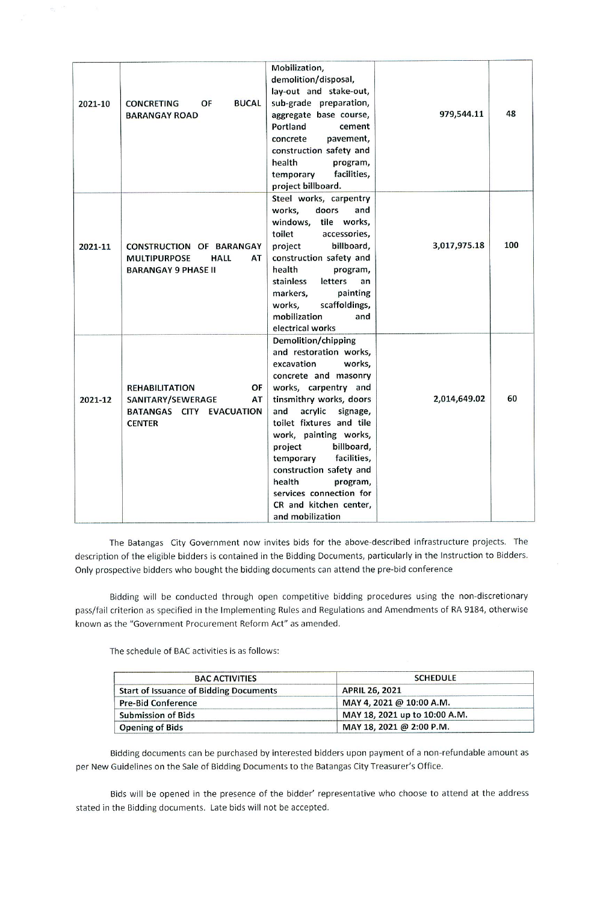| 2021-10 | CONCRETING OF BUCAL BARANGAY ROAD | Mobilization, demolition/disposal, lay-out and stake-out, sub-grade preparation, aggregate base course, Portland cement concrete pavement, construction safety and health program, temporary facilities, project billboard. | 979,544.11 | 48 |
|---|---|---|---|---|
| 2021-11 | CONSTRUCTION OF BARANGAY MULTIPURPOSE HALL AT BARANGAY 9 PHASE II | Steel works, carpentry works, doors and windows, tile works, toilet accessories, project billboard, construction safety and health program, stainless letters an markers, painting works, scaffoldings, mobilization and electrical works | 3,017,975.18 | 100 |
| 2021-12 | REHABILITATION OF SANITARY/SEWERAGE AT BATANGAS CITY EVACUATION CENTER | Demolition/chipping and restoration works, excavation works, concrete and masonry works, carpentry and tinsmithry works, doors and acrylic signage, toilet fixtures and tile work, painting works, project billboard, temporary facilities, construction safety and health program, services connection for CR and kitchen center, and mobilization | 2,014,649.02 | 60 |

The Batangas City Government now invites bids for the above-described infrastructure projects. The description of the eligible bidders is contained in the Bidding Documents, particularly in the Instruction to Bidders. Only prospective bidders who bought the bidding documents can attend the pre-bid conference

Bidding will be conducted through open competitive bidding procedures using the non-discretionary pass/fail criterion as specified in the Implementing Rules and Regulations and Amendments of RA 9184, otherwise known as the "Government Procurement Reform Act" as amended.

The schedule of BAC activities is as follows:

| BAC ACTIVITIES | SCHEDULE |
|---|---|
| **Start of Issuance of Bidding Documents** | **APRIL 26, 2021** |
| **Pre-Bid Conference** | **MAY 4, 2021 @ 10:00 A.M.** |
| **Submission of Bids** | **MAY 18, 2021 up to 10:00 A.M.** |
| **Opening of Bids** | **MAY 18, 2021 @ 2:00 P.M.** |

Bidding documents can be purchased by interested bidders upon payment of a non-refundable amount as per New Guidelines on the Sale of Bidding Documents to the Batangas City Treasurer's Office.

Bids will be opened in the presence of the bidder' representative who choose to attend at the address stated in the Bidding documents. Late bids will not be accepted.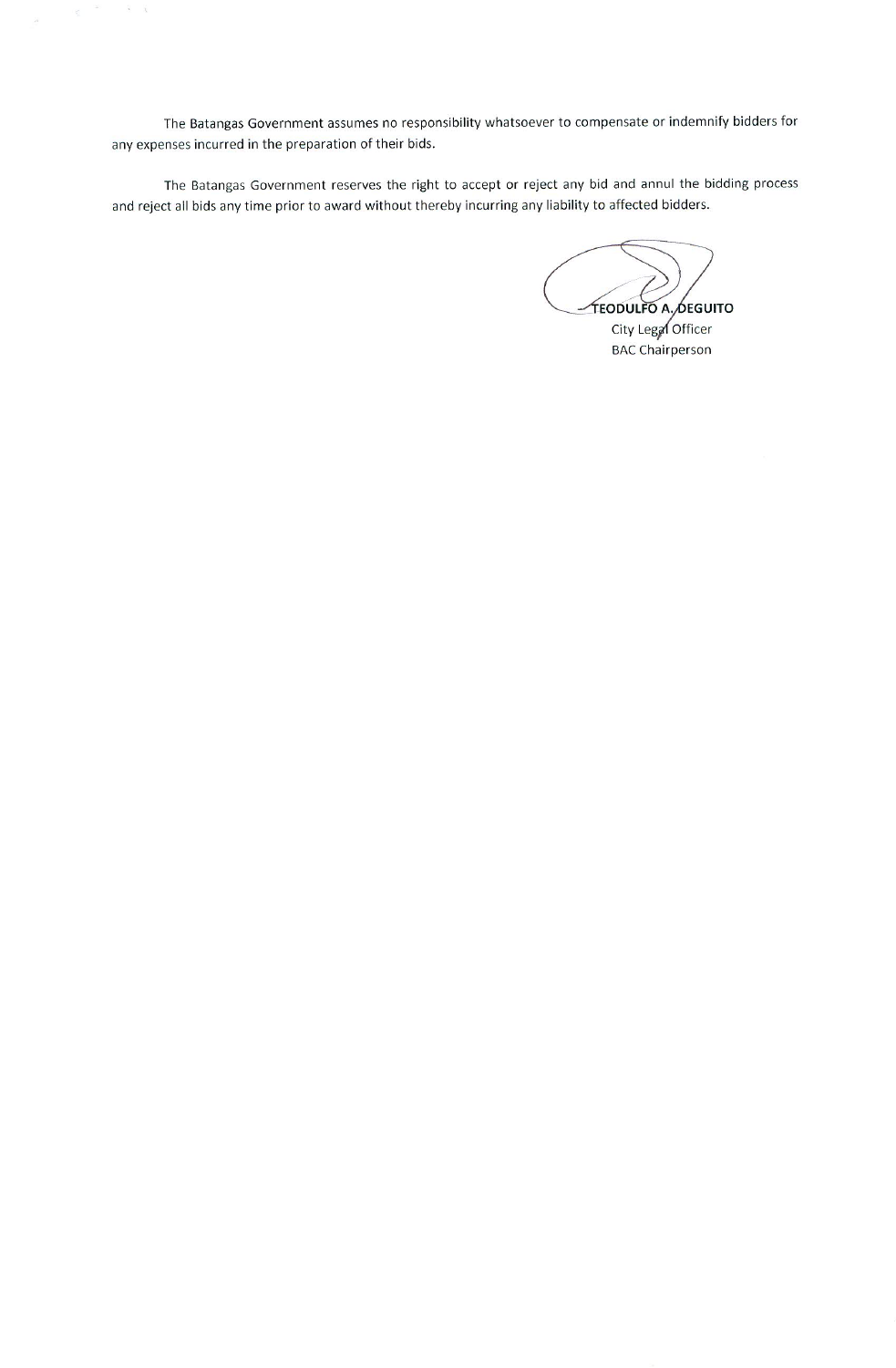The Batangas Government assumes no responsibility whatsoever to compensate or indemnify bidders for any expenses incurred in the preparation of their bids.

The Batangas Government reserves the right to accept or reject any bid and annul the bidding process and reject all bids any time prior to award without thereby incurring any liability to affected bidders.

**TEODULFO A. DEGUITO**
City Legal Officer
BAC Chairperson